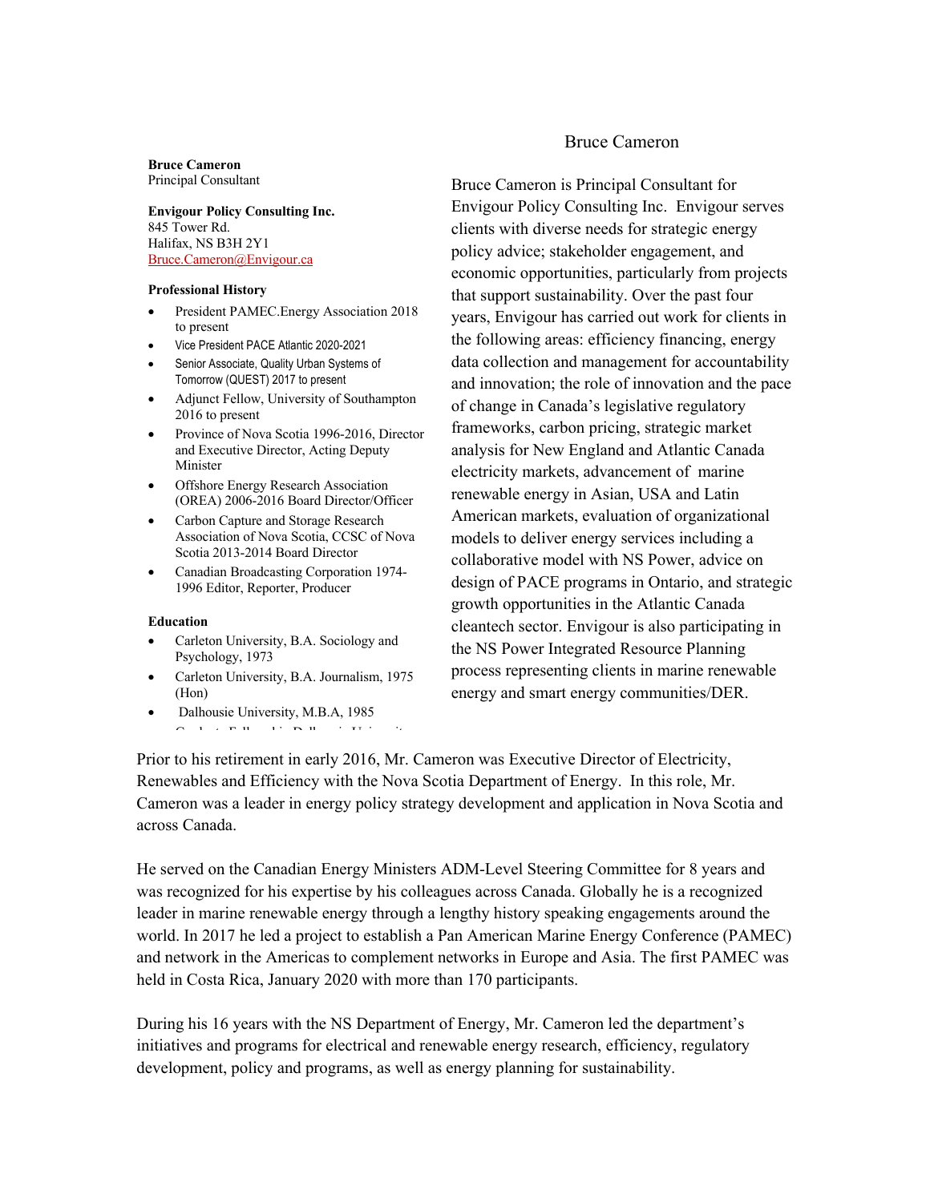**Bruce Cameron**
Principal Consultant

**Envigour Policy Consulting Inc.**
845 Tower Rd.
Halifax, NS B3H 2Y1
Bruce.Cameron@Envigour.ca

**Professional History**

- President PAMEC.Energy Association 2018 to present
- Vice President PACE Atlantic 2020-2021
- Senior Associate, Quality Urban Systems of Tomorrow (QUEST) 2017 to present
- Adjunct Fellow, University of Southampton 2016 to present
- Province of Nova Scotia 1996-2016, Director and Executive Director, Acting Deputy Minister
- Offshore Energy Research Association (OREA) 2006-2016 Board Director/Officer
- Carbon Capture and Storage Research Association of Nova Scotia, CCSC of Nova Scotia 2013-2014 Board Director
- Canadian Broadcasting Corporation 1974-1996 Editor, Reporter, Producer

**Education**

- Carleton University, B.A. Sociology and Psychology, 1973
- Carleton University, B.A. Journalism, 1975 (Hon)
- Dalhousie University, M.B.A, 1985

# Bruce Cameron

Bruce Cameron is Principal Consultant for Envigour Policy Consulting Inc. Envigour serves clients with diverse needs for strategic energy policy advice; stakeholder engagement, and economic opportunities, particularly from projects that support sustainability. Over the past four years, Envigour has carried out work for clients in the following areas: efficiency financing, energy data collection and management for accountability and innovation; the role of innovation and the pace of change in Canada's legislative regulatory frameworks, carbon pricing, strategic market analysis for New England and Atlantic Canada electricity markets, advancement of marine renewable energy in Asian, USA and Latin American markets, evaluation of organizational models to deliver energy services including a collaborative model with NS Power, advice on design of PACE programs in Ontario, and strategic growth opportunities in the Atlantic Canada cleantech sector. Envigour is also participating in the NS Power Integrated Resource Planning process representing clients in marine renewable energy and smart energy communities/DER.

Prior to his retirement in early 2016, Mr. Cameron was Executive Director of Electricity, Renewables and Efficiency with the Nova Scotia Department of Energy. In this role, Mr. Cameron was a leader in energy policy strategy development and application in Nova Scotia and across Canada.

He served on the Canadian Energy Ministers ADM-Level Steering Committee for 8 years and was recognized for his expertise by his colleagues across Canada. Globally he is a recognized leader in marine renewable energy through a lengthy history speaking engagements around the world. In 2017 he led a project to establish a Pan American Marine Energy Conference (PAMEC) and network in the Americas to complement networks in Europe and Asia. The first PAMEC was held in Costa Rica, January 2020 with more than 170 participants.

During his 16 years with the NS Department of Energy, Mr. Cameron led the department's initiatives and programs for electrical and renewable energy research, efficiency, regulatory development, policy and programs, as well as energy planning for sustainability.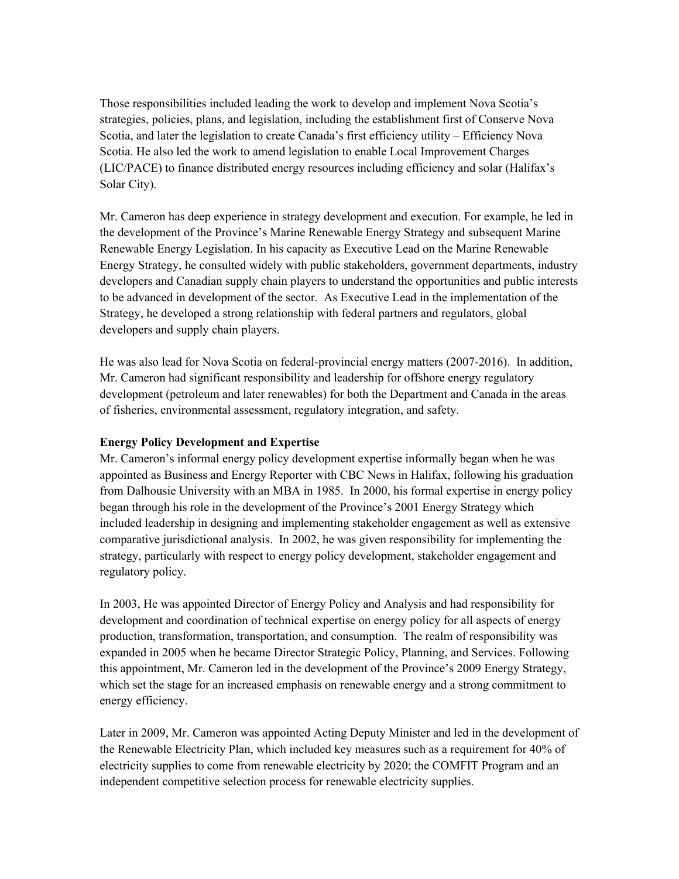Those responsibilities included leading the work to develop and implement Nova Scotia's strategies, policies, plans, and legislation, including the establishment first of Conserve Nova Scotia, and later the legislation to create Canada's first efficiency utility – Efficiency Nova Scotia. He also led the work to amend legislation to enable Local Improvement Charges (LIC/PACE) to finance distributed energy resources including efficiency and solar (Halifax's Solar City).

Mr. Cameron has deep experience in strategy development and execution. For example, he led in the development of the Province's Marine Renewable Energy Strategy and subsequent Marine Renewable Energy Legislation. In his capacity as Executive Lead on the Marine Renewable Energy Strategy, he consulted widely with public stakeholders, government departments, industry developers and Canadian supply chain players to understand the opportunities and public interests to be advanced in development of the sector. As Executive Lead in the implementation of the Strategy, he developed a strong relationship with federal partners and regulators, global developers and supply chain players.

He was also lead for Nova Scotia on federal-provincial energy matters (2007-2016). In addition, Mr. Cameron had significant responsibility and leadership for offshore energy regulatory development (petroleum and later renewables) for both the Department and Canada in the areas of fisheries, environmental assessment, regulatory integration, and safety.

**Energy Policy Development and Expertise**

Mr. Cameron's informal energy policy development expertise informally began when he was appointed as Business and Energy Reporter with CBC News in Halifax, following his graduation from Dalhousie University with an MBA in 1985. In 2000, his formal expertise in energy policy began through his role in the development of the Province's 2001 Energy Strategy which included leadership in designing and implementing stakeholder engagement as well as extensive comparative jurisdictional analysis. In 2002, he was given responsibility for implementing the strategy, particularly with respect to energy policy development, stakeholder engagement and regulatory policy.

In 2003, He was appointed Director of Energy Policy and Analysis and had responsibility for development and coordination of technical expertise on energy policy for all aspects of energy production, transformation, transportation, and consumption. The realm of responsibility was expanded in 2005 when he became Director Strategic Policy, Planning, and Services. Following this appointment, Mr. Cameron led in the development of the Province's 2009 Energy Strategy, which set the stage for an increased emphasis on renewable energy and a strong commitment to energy efficiency.

Later in 2009, Mr. Cameron was appointed Acting Deputy Minister and led in the development of the Renewable Electricity Plan, which included key measures such as a requirement for 40% of electricity supplies to come from renewable electricity by 2020; the COMFIT Program and an independent competitive selection process for renewable electricity supplies.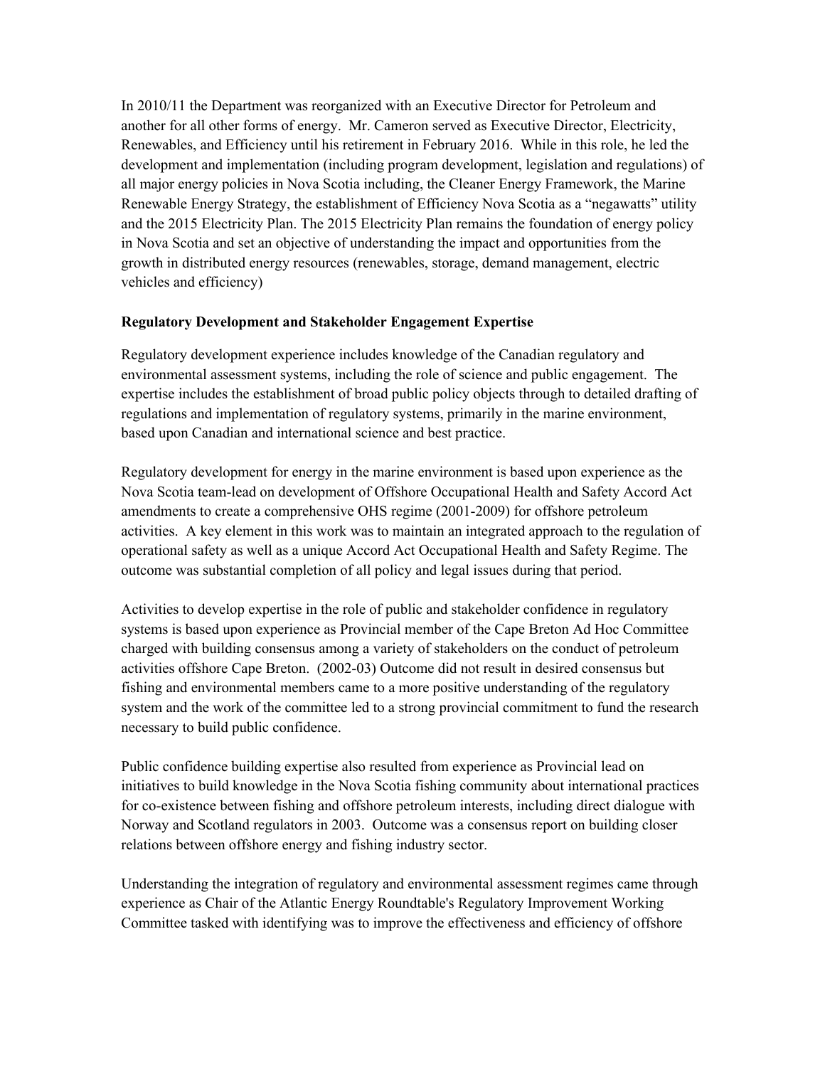In 2010/11 the Department was reorganized with an Executive Director for Petroleum and another for all other forms of energy. Mr. Cameron served as Executive Director, Electricity, Renewables, and Efficiency until his retirement in February 2016. While in this role, he led the development and implementation (including program development, legislation and regulations) of all major energy policies in Nova Scotia including, the Cleaner Energy Framework, the Marine Renewable Energy Strategy, the establishment of Efficiency Nova Scotia as a "negawatts" utility and the 2015 Electricity Plan. The 2015 Electricity Plan remains the foundation of energy policy in Nova Scotia and set an objective of understanding the impact and opportunities from the growth in distributed energy resources (renewables, storage, demand management, electric vehicles and efficiency)

**Regulatory Development and Stakeholder Engagement Expertise**

Regulatory development experience includes knowledge of the Canadian regulatory and environmental assessment systems, including the role of science and public engagement. The expertise includes the establishment of broad public policy objects through to detailed drafting of regulations and implementation of regulatory systems, primarily in the marine environment, based upon Canadian and international science and best practice.

Regulatory development for energy in the marine environment is based upon experience as the Nova Scotia team-lead on development of Offshore Occupational Health and Safety Accord Act amendments to create a comprehensive OHS regime (2001-2009) for offshore petroleum activities. A key element in this work was to maintain an integrated approach to the regulation of operational safety as well as a unique Accord Act Occupational Health and Safety Regime. The outcome was substantial completion of all policy and legal issues during that period.

Activities to develop expertise in the role of public and stakeholder confidence in regulatory systems is based upon experience as Provincial member of the Cape Breton Ad Hoc Committee charged with building consensus among a variety of stakeholders on the conduct of petroleum activities offshore Cape Breton. (2002-03) Outcome did not result in desired consensus but fishing and environmental members came to a more positive understanding of the regulatory system and the work of the committee led to a strong provincial commitment to fund the research necessary to build public confidence.

Public confidence building expertise also resulted from experience as Provincial lead on initiatives to build knowledge in the Nova Scotia fishing community about international practices for co-existence between fishing and offshore petroleum interests, including direct dialogue with Norway and Scotland regulators in 2003. Outcome was a consensus report on building closer relations between offshore energy and fishing industry sector.

Understanding the integration of regulatory and environmental assessment regimes came through experience as Chair of the Atlantic Energy Roundtable's Regulatory Improvement Working Committee tasked with identifying was to improve the effectiveness and efficiency of offshore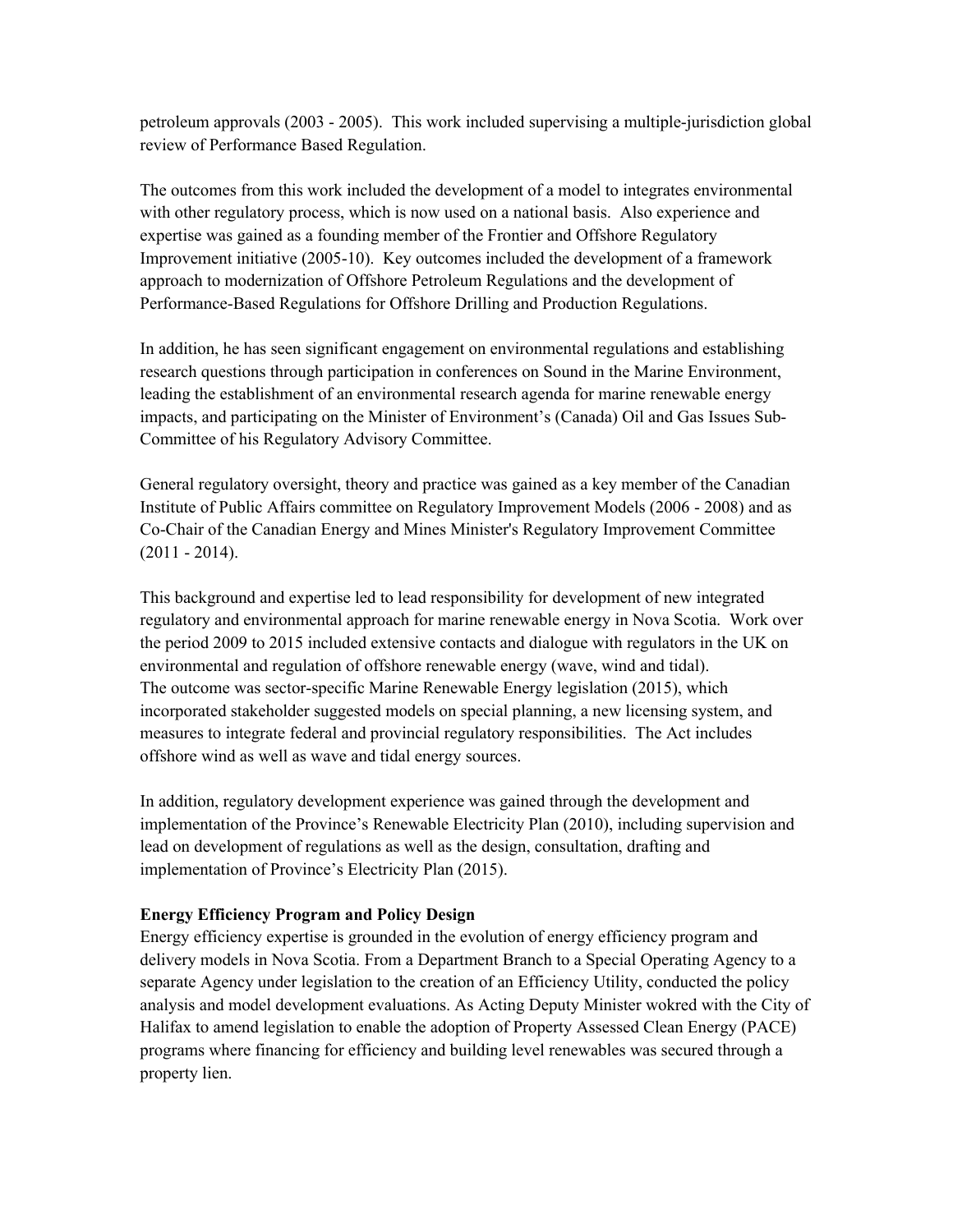petroleum approvals (2003 - 2005). This work included supervising a multiple-jurisdiction global review of Performance Based Regulation.

The outcomes from this work included the development of a model to integrates environmental with other regulatory process, which is now used on a national basis. Also experience and expertise was gained as a founding member of the Frontier and Offshore Regulatory Improvement initiative (2005-10). Key outcomes included the development of a framework approach to modernization of Offshore Petroleum Regulations and the development of Performance-Based Regulations for Offshore Drilling and Production Regulations.

In addition, he has seen significant engagement on environmental regulations and establishing research questions through participation in conferences on Sound in the Marine Environment, leading the establishment of an environmental research agenda for marine renewable energy impacts, and participating on the Minister of Environment's (Canada) Oil and Gas Issues Sub-Committee of his Regulatory Advisory Committee.

General regulatory oversight, theory and practice was gained as a key member of the Canadian Institute of Public Affairs committee on Regulatory Improvement Models (2006 - 2008) and as Co-Chair of the Canadian Energy and Mines Minister's Regulatory Improvement Committee (2011 - 2014).

This background and expertise led to lead responsibility for development of new integrated regulatory and environmental approach for marine renewable energy in Nova Scotia. Work over the period 2009 to 2015 included extensive contacts and dialogue with regulators in the UK on environmental and regulation of offshore renewable energy (wave, wind and tidal). The outcome was sector-specific Marine Renewable Energy legislation (2015), which incorporated stakeholder suggested models on special planning, a new licensing system, and measures to integrate federal and provincial regulatory responsibilities. The Act includes offshore wind as well as wave and tidal energy sources.

In addition, regulatory development experience was gained through the development and implementation of the Province's Renewable Electricity Plan (2010), including supervision and lead on development of regulations as well as the design, consultation, drafting and implementation of Province's Electricity Plan (2015).

**Energy Efficiency Program and Policy Design**

Energy efficiency expertise is grounded in the evolution of energy efficiency program and delivery models in Nova Scotia. From a Department Branch to a Special Operating Agency to a separate Agency under legislation to the creation of an Efficiency Utility, conducted the policy analysis and model development evaluations. As Acting Deputy Minister wokred with the City of Halifax to amend legislation to enable the adoption of Property Assessed Clean Energy (PACE) programs where financing for efficiency and building level renewables was secured through a property lien.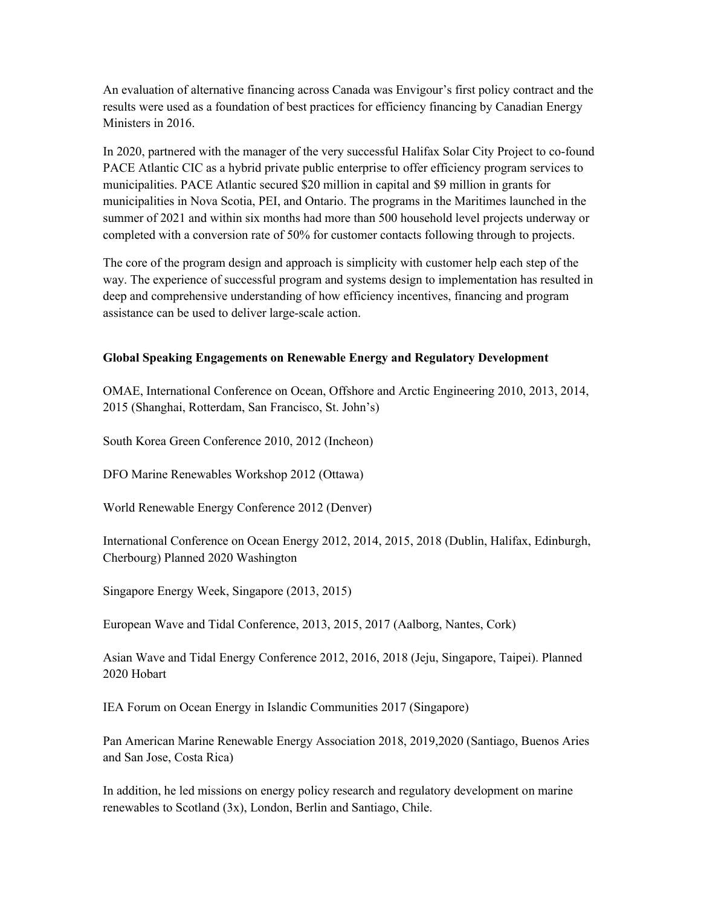An evaluation of alternative financing across Canada was Envigour's first policy contract and the results were used as a foundation of best practices for efficiency financing by Canadian Energy Ministers in 2016.

In 2020, partnered with the manager of the very successful Halifax Solar City Project to co-found PACE Atlantic CIC as a hybrid private public enterprise to offer efficiency program services to municipalities. PACE Atlantic secured $20 million in capital and $9 million in grants for municipalities in Nova Scotia, PEI, and Ontario. The programs in the Maritimes launched in the summer of 2021 and within six months had more than 500 household level projects underway or completed with a conversion rate of 50% for customer contacts following through to projects.

The core of the program design and approach is simplicity with customer help each step of the way. The experience of successful program and systems design to implementation has resulted in deep and comprehensive understanding of how efficiency incentives, financing and program assistance can be used to deliver large-scale action.

**Global Speaking Engagements on Renewable Energy and Regulatory Development**

OMAE, International Conference on Ocean, Offshore and Arctic Engineering 2010, 2013, 2014, 2015 (Shanghai, Rotterdam, San Francisco, St. John's)

South Korea Green Conference 2010, 2012 (Incheon)

DFO Marine Renewables Workshop 2012 (Ottawa)

World Renewable Energy Conference 2012 (Denver)

International Conference on Ocean Energy 2012, 2014, 2015, 2018 (Dublin, Halifax, Edinburgh, Cherbourg) Planned 2020 Washington

Singapore Energy Week, Singapore (2013, 2015)

European Wave and Tidal Conference, 2013, 2015, 2017 (Aalborg, Nantes, Cork)

Asian Wave and Tidal Energy Conference 2012, 2016, 2018 (Jeju, Singapore, Taipei). Planned 2020 Hobart

IEA Forum on Ocean Energy in Islandic Communities 2017 (Singapore)

Pan American Marine Renewable Energy Association 2018, 2019,2020 (Santiago, Buenos Aries and San Jose, Costa Rica)

In addition, he led missions on energy policy research and regulatory development on marine renewables to Scotland (3x), London, Berlin and Santiago, Chile.